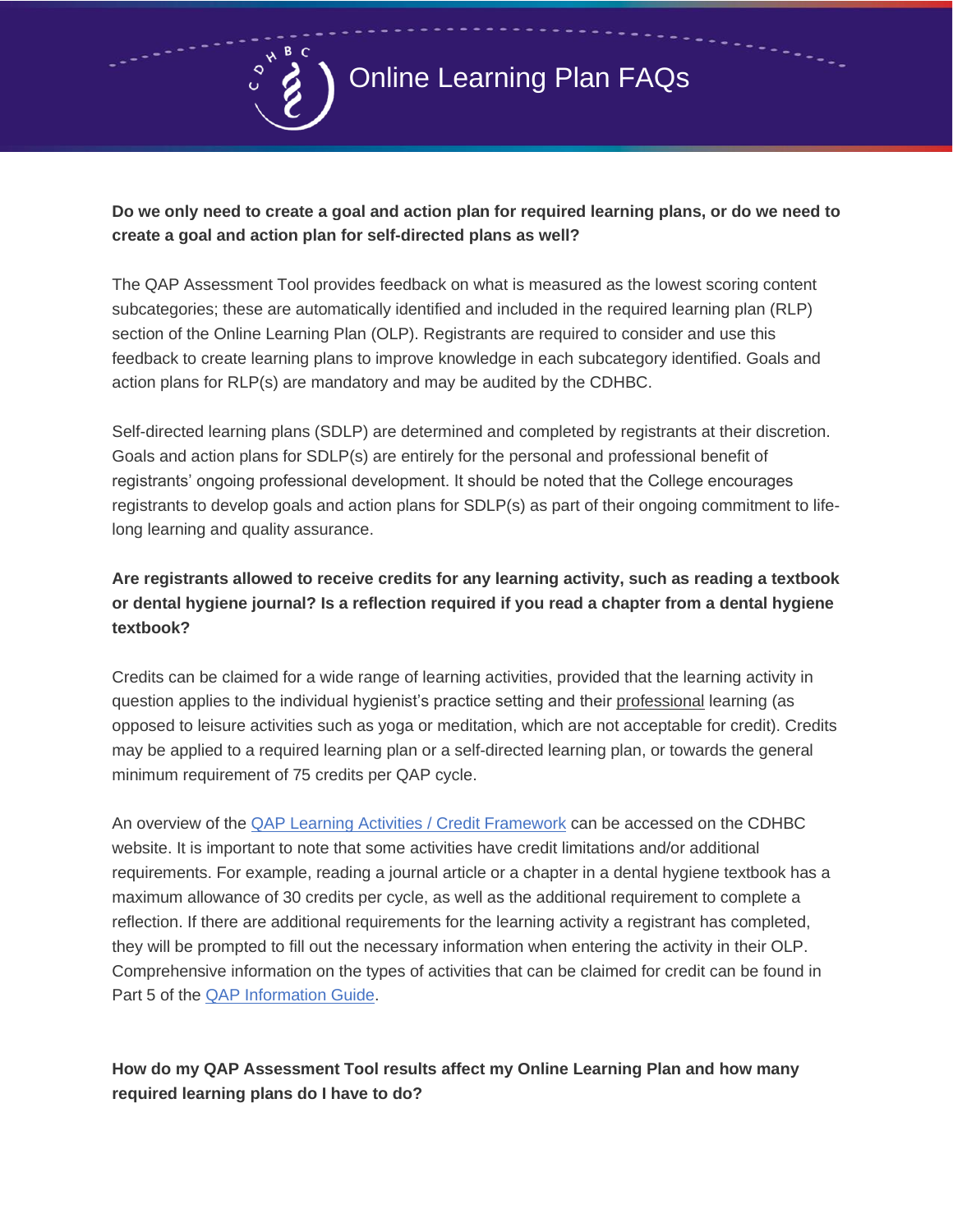# Online Learning Plan FAQs

**Do we only need to create a goal and action plan for required learning plans, or do we need to create a goal and action plan for self-directed plans as well?**

The QAP Assessment Tool provides feedback on what is measured as the lowest scoring content subcategories; these are automatically identified and included in the required learning plan (RLP) section of the Online Learning Plan (OLP). Registrants are required to consider and use this feedback to create learning plans to improve knowledge in each subcategory identified. Goals and action plans for RLP(s) are mandatory and may be audited by the CDHBC.

Self-directed learning plans (SDLP) are determined and completed by registrants at their discretion. Goals and action plans for SDLP(s) are entirely for the personal and professional benefit of registrants' ongoing professional development. It should be noted that the College encourages registrants to develop goals and action plans for SDLP(s) as part of their ongoing commitment to life-long learning and quality assurance.

**Are registrants allowed to receive credits for any learning activity, such as reading a textbook or dental hygiene journal? Is a reflection required if you read a chapter from a dental hygiene textbook?**

Credits can be claimed for a wide range of learning activities, provided that the learning activity in question applies to the individual hygienist's practice setting and their professional learning (as opposed to leisure activities such as yoga or meditation, which are not acceptable for credit). Credits may be applied to a required learning plan or a self-directed learning plan, or towards the general minimum requirement of 75 credits per QAP cycle.

An overview of the [QAP Learning Activities / Credit Framework]() can be accessed on the CDHBC website. It is important to note that some activities have credit limitations and/or additional requirements. For example, reading a journal article or a chapter in a dental hygiene textbook has a maximum allowance of 30 credits per cycle, as well as the additional requirement to complete a reflection. If there are additional requirements for the learning activity a registrant has completed, they will be prompted to fill out the necessary information when entering the activity in their OLP. Comprehensive information on the types of activities that can be claimed for credit can be found in Part 5 of the [QAP Information Guide]().

**How do my QAP Assessment Tool results affect my Online Learning Plan and how many required learning plans do I have to do?**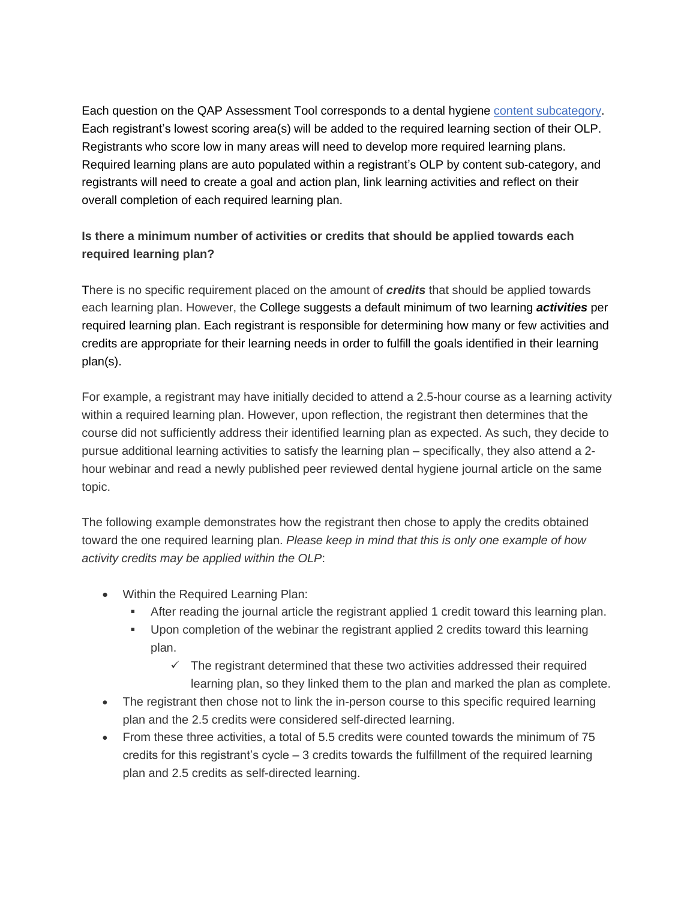Each question on the QAP Assessment Tool corresponds to a dental hygiene [content subcategory](). Each registrant's lowest scoring area(s) will be added to the required learning section of their OLP. Registrants who score low in many areas will need to develop more required learning plans. Required learning plans are auto populated within a registrant's OLP by content sub-category, and registrants will need to create a goal and action plan, link learning activities and reflect on their overall completion of each required learning plan.

**Is there a minimum number of activities or credits that should be applied towards each required learning plan?**

There is no specific requirement placed on the amount of ***credits*** that should be applied towards each learning plan. However, the College suggests a default minimum of two learning ***activities*** per required learning plan. Each registrant is responsible for determining how many or few activities and credits are appropriate for their learning needs in order to fulfill the goals identified in their learning plan(s).

For example, a registrant may have initially decided to attend a 2.5-hour course as a learning activity within a required learning plan. However, upon reflection, the registrant then determines that the course did not sufficiently address their identified learning plan as expected. As such, they decide to pursue additional learning activities to satisfy the learning plan – specifically, they also attend a 2-hour webinar and read a newly published peer reviewed dental hygiene journal article on the same topic.

The following example demonstrates how the registrant then chose to apply the credits obtained toward the one required learning plan. *Please keep in mind that this is only one example of how activity credits may be applied within the OLP*:

- Within the Required Learning Plan:
  - After reading the journal article the registrant applied 1 credit toward this learning plan.
  - Upon completion of the webinar the registrant applied 2 credits toward this learning plan.
    - ✓ The registrant determined that these two activities addressed their required learning plan, so they linked them to the plan and marked the plan as complete.
- The registrant then chose not to link the in-person course to this specific required learning plan and the 2.5 credits were considered self-directed learning.
- From these three activities, a total of 5.5 credits were counted towards the minimum of 75 credits for this registrant's cycle – 3 credits towards the fulfillment of the required learning plan and 2.5 credits as self-directed learning.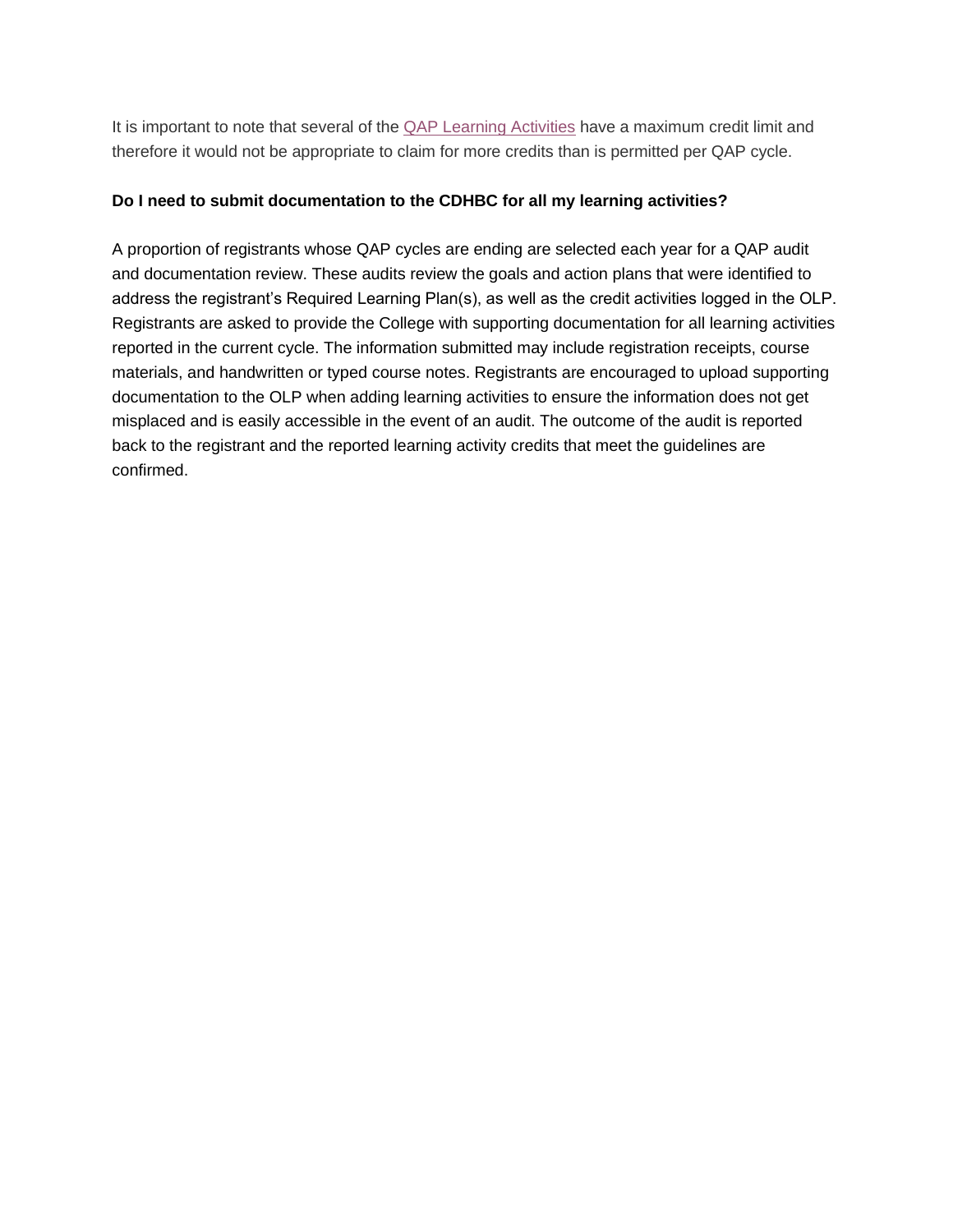It is important to note that several of the [QAP Learning Activities] have a maximum credit limit and therefore it would not be appropriate to claim for more credits than is permitted per QAP cycle.

**Do I need to submit documentation to the CDHBC for all my learning activities?**

A proportion of registrants whose QAP cycles are ending are selected each year for a QAP audit and documentation review. These audits review the goals and action plans that were identified to address the registrant's Required Learning Plan(s), as well as the credit activities logged in the OLP. Registrants are asked to provide the College with supporting documentation for all learning activities reported in the current cycle. The information submitted may include registration receipts, course materials, and handwritten or typed course notes. Registrants are encouraged to upload supporting documentation to the OLP when adding learning activities to ensure the information does not get misplaced and is easily accessible in the event of an audit. The outcome of the audit is reported back to the registrant and the reported learning activity credits that meet the guidelines are confirmed.